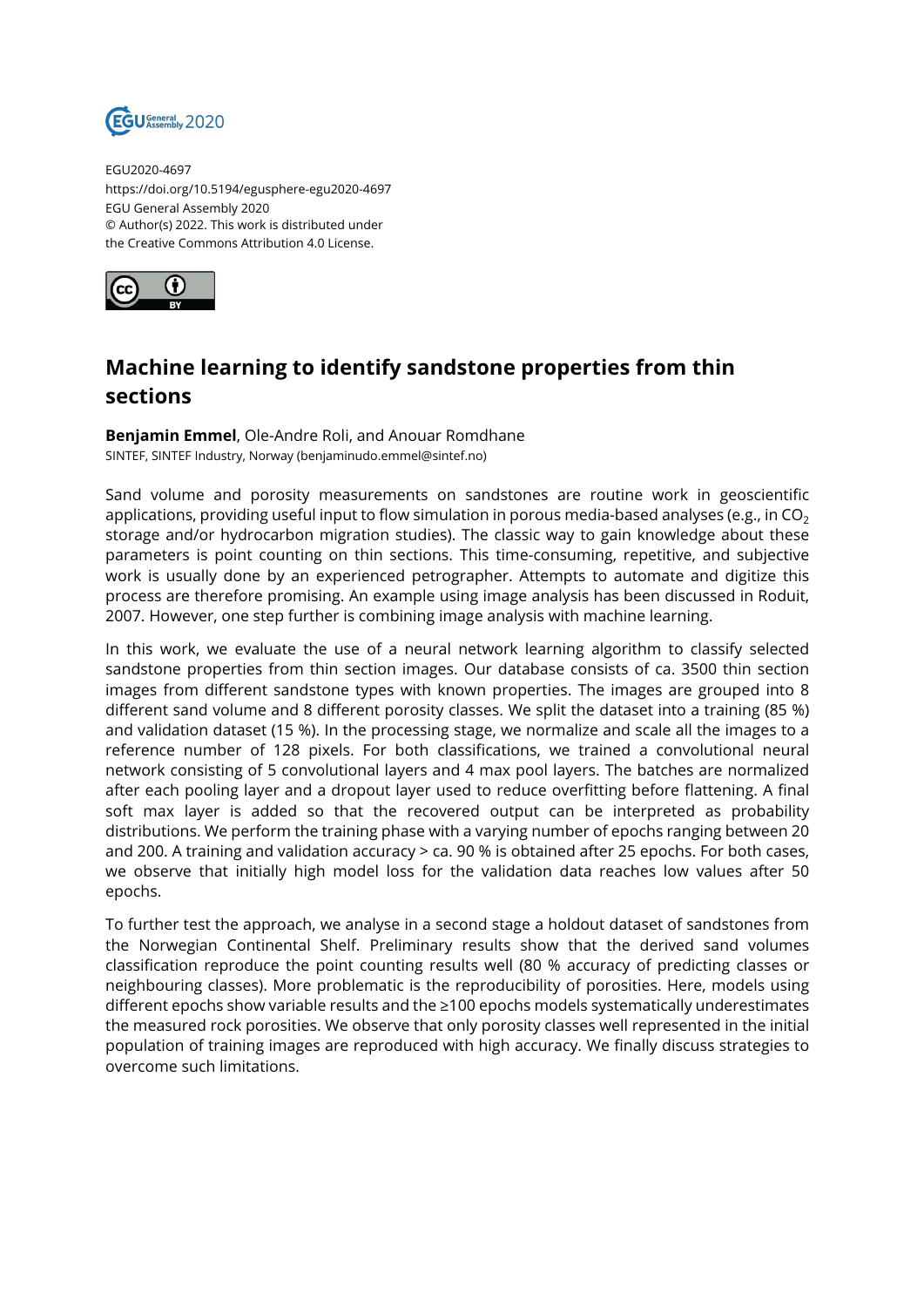EGU2020-4697
https://doi.org/10.5194/egusphere-egu2020-4697
EGU General Assembly 2020
© Author(s) 2022. This work is distributed under
the Creative Commons Attribution 4.0 License.

# Machine learning to identify sandstone properties from thin sections

**Benjamin Emmel**, Ole-Andre Roli, and Anouar Romdhane
SINTEF, SINTEF Industry, Norway (benjaminudo.emmel@sintef.no)

Sand volume and porosity measurements on sandstones are routine work in geoscientific applications, providing useful input to flow simulation in porous media-based analyses (e.g., in $CO_2$ storage and/or hydrocarbon migration studies). The classic way to gain knowledge about these parameters is point counting on thin sections. This time-consuming, repetitive, and subjective work is usually done by an experienced petrographer. Attempts to automate and digitize this process are therefore promising. An example using image analysis has been discussed in Roduit, 2007. However, one step further is combining image analysis with machine learning.

In this work, we evaluate the use of a neural network learning algorithm to classify selected sandstone properties from thin section images. Our database consists of ca. 3500 thin section images from different sandstone types with known properties. The images are grouped into 8 different sand volume and 8 different porosity classes. We split the dataset into a training (85 %) and validation dataset (15 %). In the processing stage, we normalize and scale all the images to a reference number of 128 pixels. For both classifications, we trained a convolutional neural network consisting of 5 convolutional layers and 4 max pool layers. The batches are normalized after each pooling layer and a dropout layer used to reduce overfitting before flattening. A final soft max layer is added so that the recovered output can be interpreted as probability distributions. We perform the training phase with a varying number of epochs ranging between 20 and 200. A training and validation accuracy > ca. 90 % is obtained after 25 epochs. For both cases, we observe that initially high model loss for the validation data reaches low values after 50 epochs.

To further test the approach, we analyse in a second stage a holdout dataset of sandstones from the Norwegian Continental Shelf. Preliminary results show that the derived sand volumes classification reproduce the point counting results well (80 % accuracy of predicting classes or neighbouring classes). More problematic is the reproducibility of porosities. Here, models using different epochs show variable results and the ≥100 epochs models systematically underestimates the measured rock porosities. We observe that only porosity classes well represented in the initial population of training images are reproduced with high accuracy. We finally discuss strategies to overcome such limitations.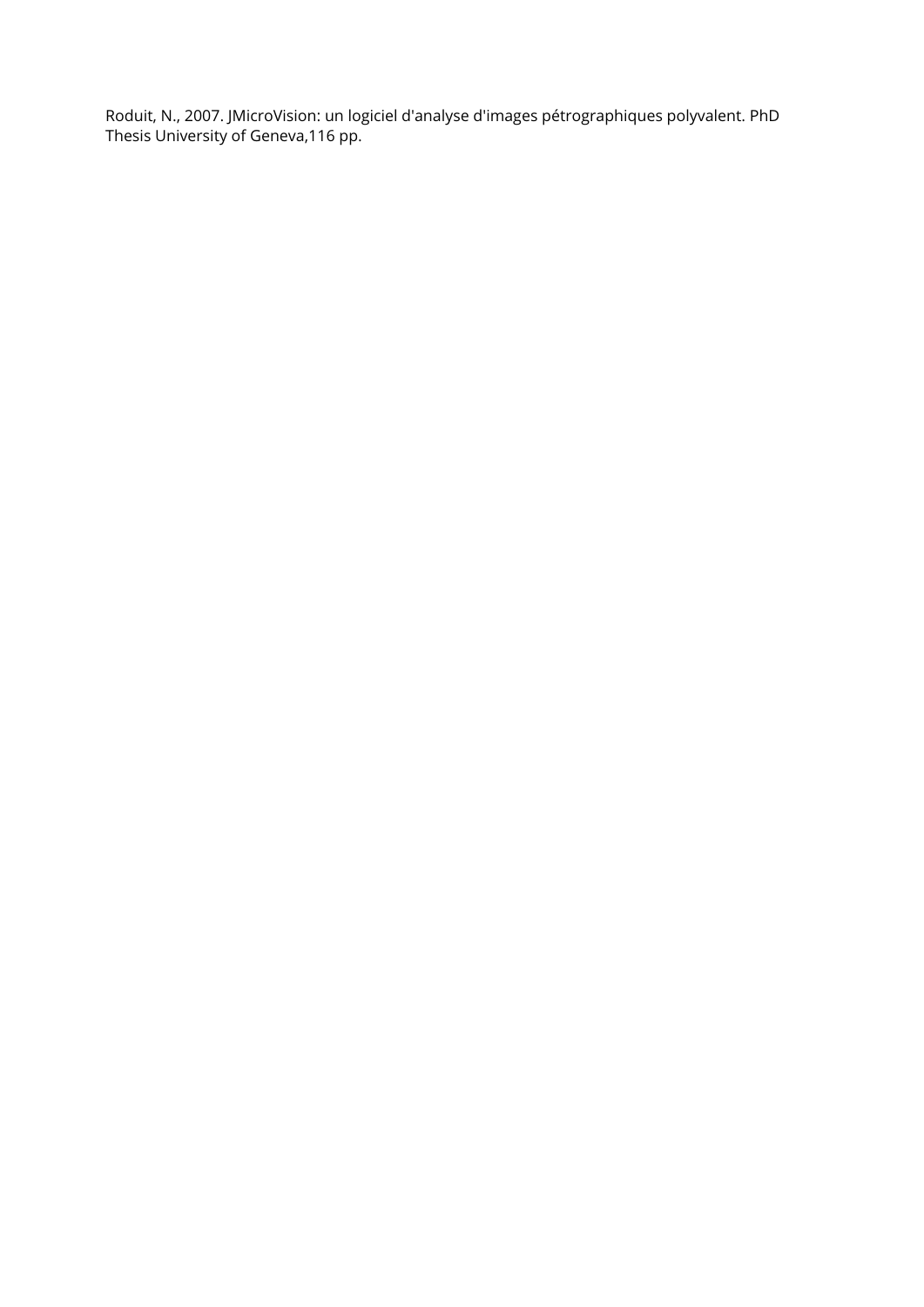Roduit, N., 2007. JMicroVision: un logiciel d'analyse d'images pétrographiques polyvalent. PhD Thesis University of Geneva,116 pp.